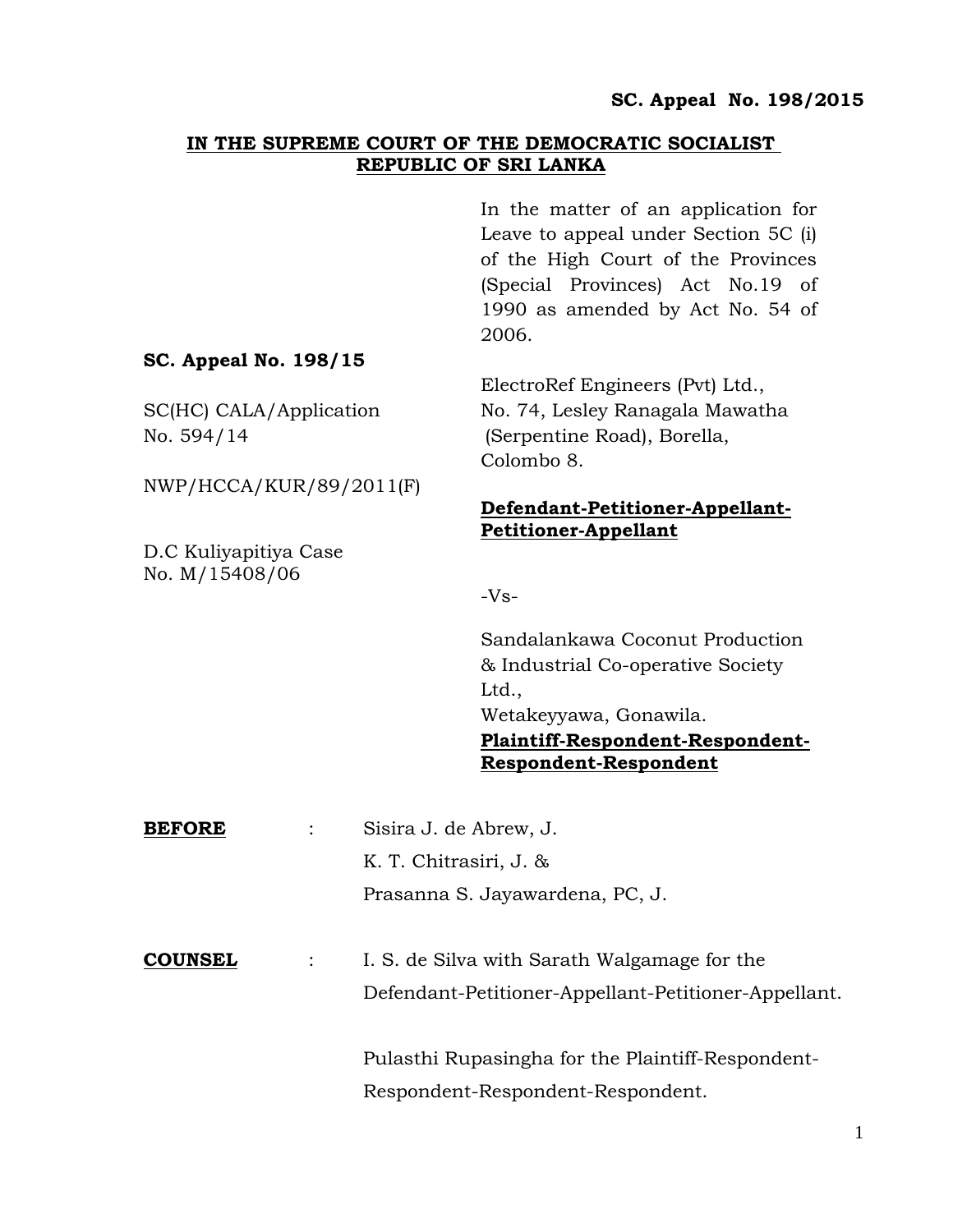**SC. Appeal No. 198/2015**

**IN THE SUPREME COURT OF THE DEMOCRATIC SOCIALIST REPUBLIC OF SRI LANKA**

In the matter of an application for Leave to appeal under Section 5C (i) of the High Court of the Provinces (Special Provinces) Act No.19 of 1990 as amended by Act No. 54 of 2006.

**SC. Appeal No. 198/15**

SC(HC) CALA/Application No. 594/14

NWP/HCCA/KUR/89/2011(F)

D.C Kuliyapitiya Case No. M/15408/06

ElectroRef Engineers (Pvt) Ltd.,
No. 74, Lesley Ranagala Mawatha
(Serpentine Road), Borella,
Colombo 8.

**Defendant-Petitioner-Appellant-Petitioner-Appellant**

-Vs-

Sandalankawa Coconut Production & Industrial Co-operative Society Ltd.,
Wetakeyyawa, Gonawila.

**Plaintiff-Respondent-Respondent-Respondent-Respondent**

**BEFORE** : Sisira J. de Abrew, J.
K. T. Chitrasiri, J. &
Prasanna S. Jayawardena, PC, J.

**COUNSEL** : I. S. de Silva with Sarath Walgamage for the Defendant-Petitioner-Appellant-Petitioner-Appellant.

Pulasthi Rupasingha for the Plaintiff-Respondent-Respondent-Respondent-Respondent.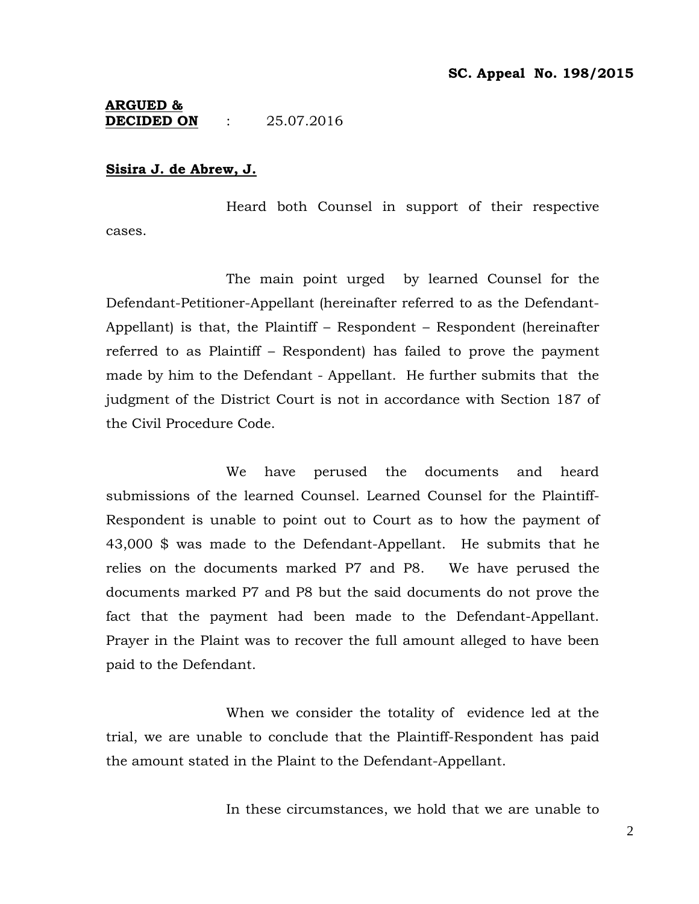**SC. Appeal No. 198/2015**

**ARGUED &**
**DECIDED ON** : 25.07.2016

**Sisira J. de Abrew, J.**

Heard both Counsel in support of their respective cases.

The main point urged by learned Counsel for the Defendant-Petitioner-Appellant (hereinafter referred to as the Defendant-Appellant) is that, the Plaintiff – Respondent – Respondent (hereinafter referred to as Plaintiff – Respondent) has failed to prove the payment made by him to the Defendant - Appellant. He further submits that the judgment of the District Court is not in accordance with Section 187 of the Civil Procedure Code.

We have perused the documents and heard submissions of the learned Counsel. Learned Counsel for the Plaintiff-Respondent is unable to point out to Court as to how the payment of 43,000 $ was made to the Defendant-Appellant. He submits that he relies on the documents marked P7 and P8. We have perused the documents marked P7 and P8 but the said documents do not prove the fact that the payment had been made to the Defendant-Appellant. Prayer in the Plaint was to recover the full amount alleged to have been paid to the Defendant.

When we consider the totality of evidence led at the trial, we are unable to conclude that the Plaintiff-Respondent has paid the amount stated in the Plaint to the Defendant-Appellant.

In these circumstances, we hold that we are unable to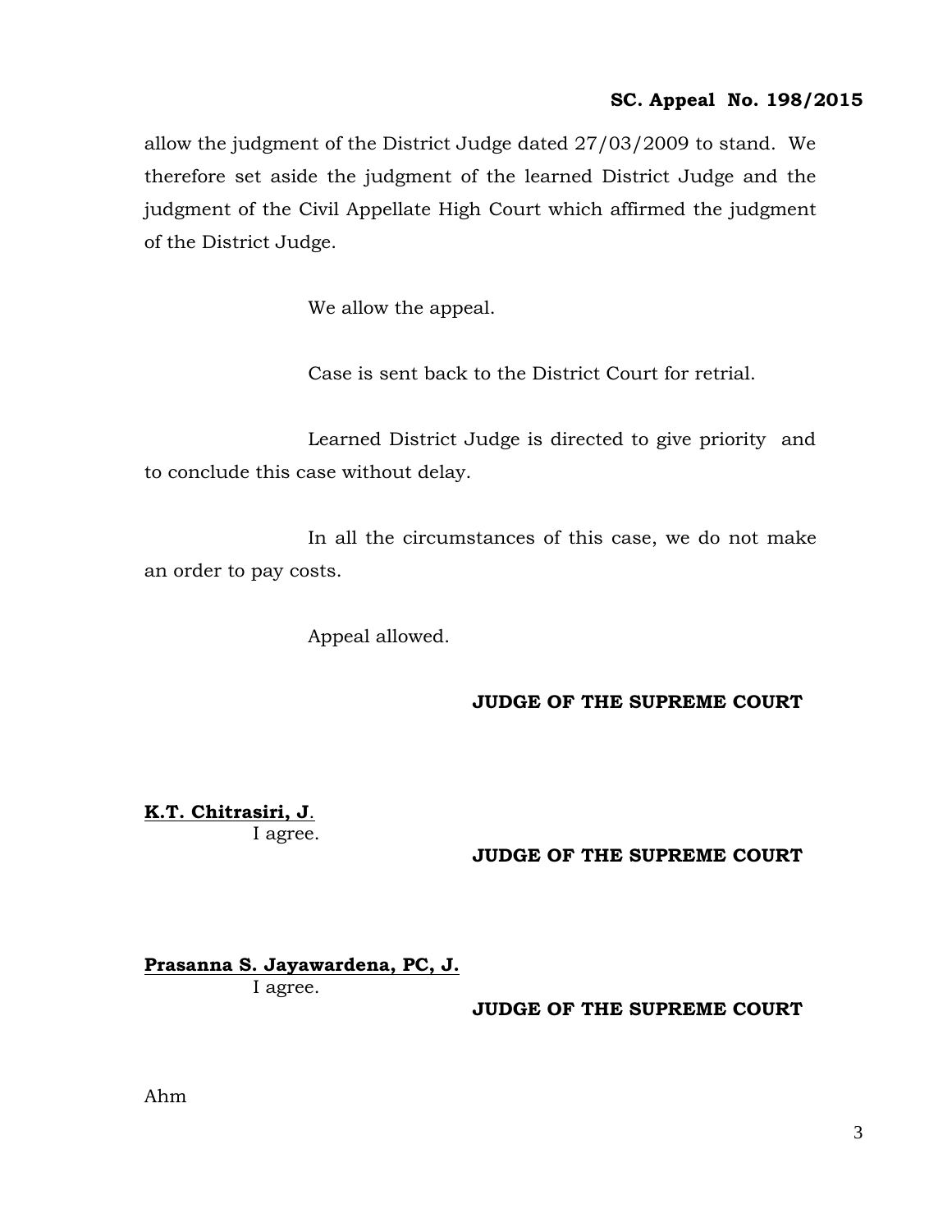allow the judgment of the District Judge dated 27/03/2009 to stand. We therefore set aside the judgment of the learned District Judge and the judgment of the Civil Appellate High Court which affirmed the judgment of the District Judge.

We allow the appeal.

Case is sent back to the District Court for retrial.

Learned District Judge is directed to give priority and to conclude this case without delay.

In all the circumstances of this case, we do not make an order to pay costs.

Appeal allowed.

**JUDGE OF THE SUPREME COURT**

**K.T. Chitrasiri, J.**
I agree.

**JUDGE OF THE SUPREME COURT**

**Prasanna S. Jayawardena, PC, J.**
I agree.

**JUDGE OF THE SUPREME COURT**

Ahm